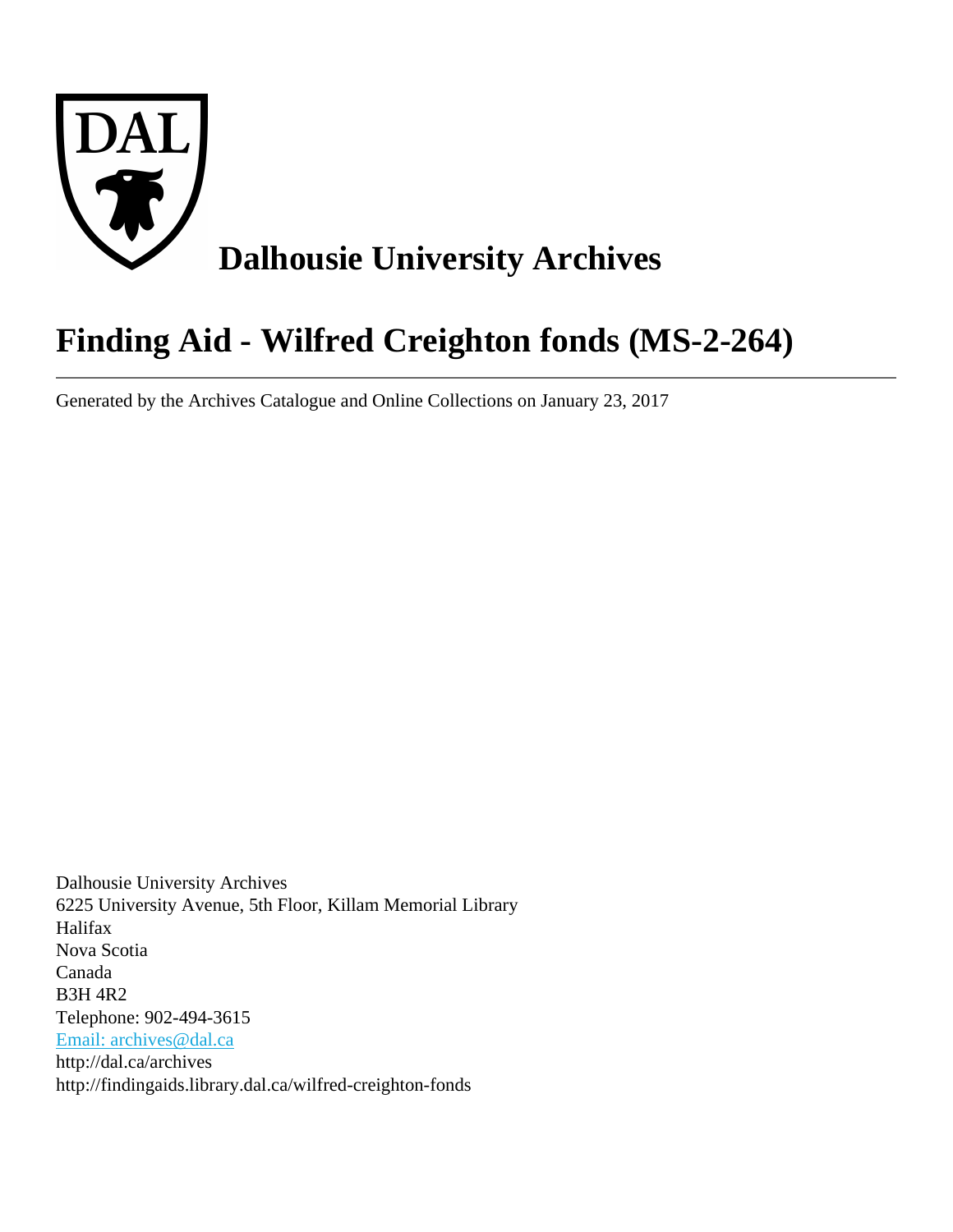# Dalhousie University Archives

# Finding Aid - Wilfred Creighton fonds (MS-2-264)

---

Generated by the Archives Catalogue and Online Collections on January 23, 2017

Dalhousie University Archives
6225 University Avenue, 5th Floor, Killam Memorial Library
Halifax
Nova Scotia
Canada
B3H 4R2
Telephone: 902-494-3615
Email: archives@dal.ca
http://dal.ca/archives
http://findingaids.library.dal.ca/wilfred-creighton-fonds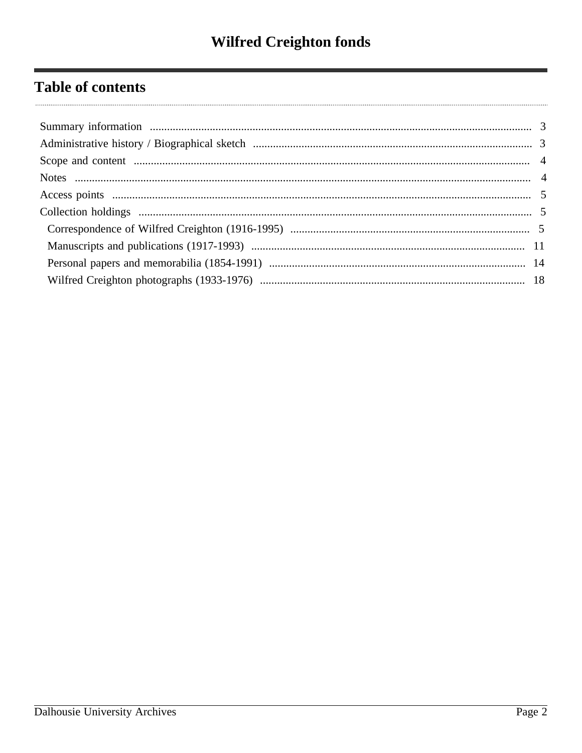# Wilfred Creighton fonds

## Table of contents

- Summary information ........ 3
- Administrative history / Biographical sketch ........ 3
- Scope and content ........ 4
- Notes ........ 4
- Access points ........ 5
- Collection holdings ........ 5
  - Correspondence of Wilfred Creighton (1916-1995) ........ 5
  - Manuscripts and publications (1917-1993) ........ 11
  - Personal papers and memorabilia (1854-1991) ........ 14
  - Wilfred Creighton photographs (1933-1976) ........ 18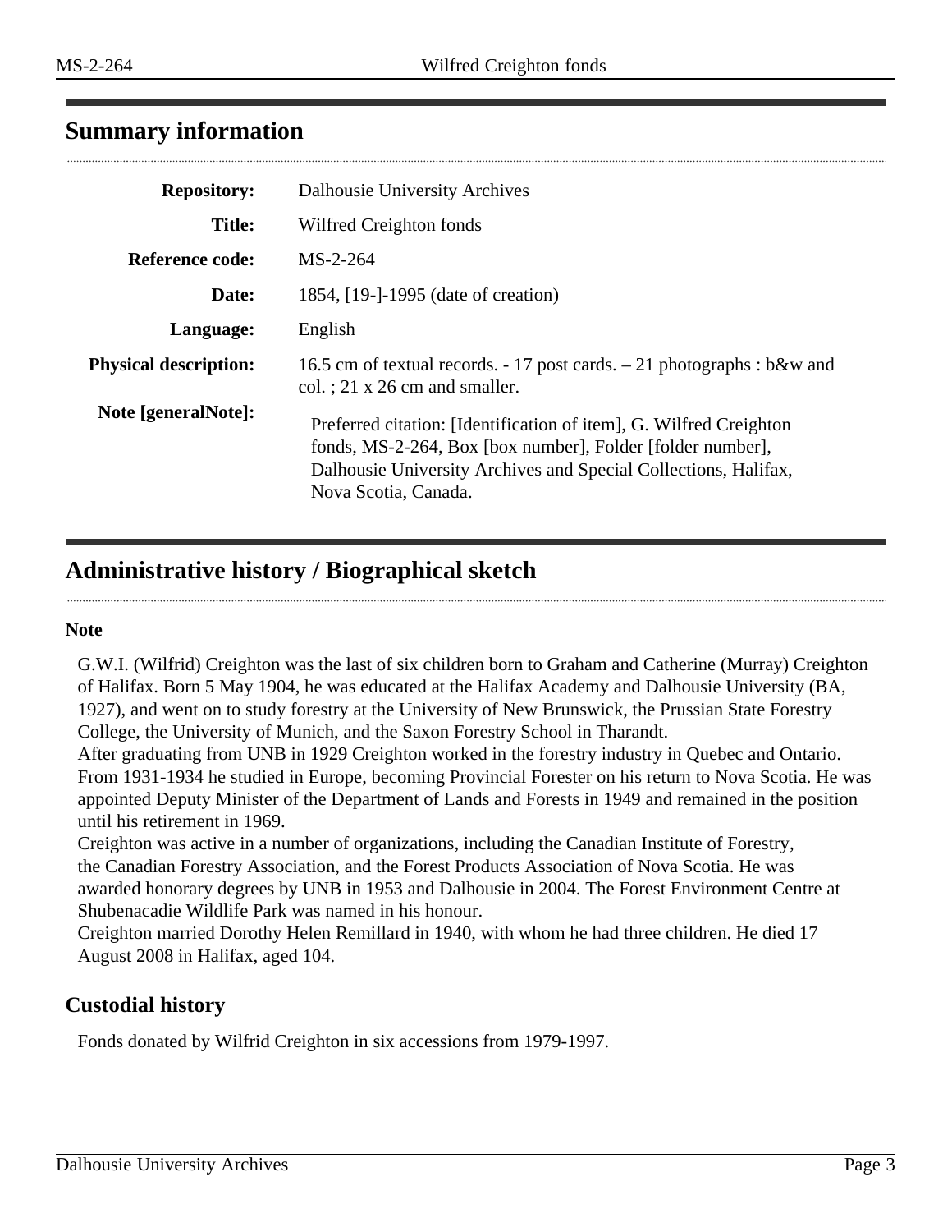## Summary information

| | |
|---|---|
| **Repository:** | Dalhousie University Archives |
| **Title:** | Wilfred Creighton fonds |
| **Reference code:** | MS-2-264 |
| **Date:** | 1854, [19-]-1995 (date of creation) |
| **Language:** | English |
| **Physical description:** | 16.5 cm of textual records. - 17 post cards. – 21 photographs : b&w and col. ; 21 x 26 cm and smaller. |
| **Note [generalNote]:** | Preferred citation: [Identification of item], G. Wilfred Creighton fonds, MS-2-264, Box [box number], Folder [folder number], Dalhousie University Archives and Special Collections, Halifax, Nova Scotia, Canada. |

## Administrative history / Biographical sketch

**Note**

G.W.I. (Wilfrid) Creighton was the last of six children born to Graham and Catherine (Murray) Creighton of Halifax. Born 5 May 1904, he was educated at the Halifax Academy and Dalhousie University (BA, 1927), and went on to study forestry at the University of New Brunswick, the Prussian State Forestry College, the University of Munich, and the Saxon Forestry School in Tharandt.

After graduating from UNB in 1929 Creighton worked in the forestry industry in Quebec and Ontario. From 1931-1934 he studied in Europe, becoming Provincial Forester on his return to Nova Scotia. He was appointed Deputy Minister of the Department of Lands and Forests in 1949 and remained in the position until his retirement in 1969.

Creighton was active in a number of organizations, including the Canadian Institute of Forestry, the Canadian Forestry Association, and the Forest Products Association of Nova Scotia. He was awarded honorary degrees by UNB in 1953 and Dalhousie in 2004. The Forest Environment Centre at Shubenacadie Wildlife Park was named in his honour.

Creighton married Dorothy Helen Remillard in 1940, with whom he had three children. He died 17 August 2008 in Halifax, aged 104.

### Custodial history

Fonds donated by Wilfrid Creighton in six accessions from 1979-1997.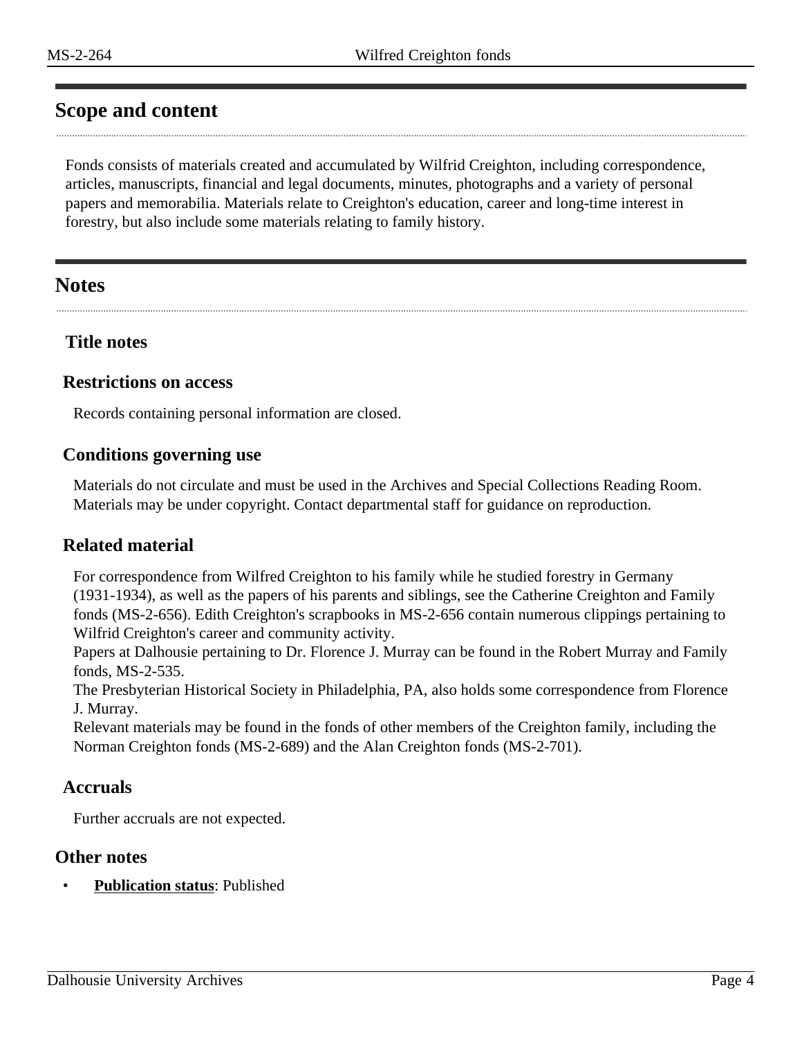## Scope and content

Fonds consists of materials created and accumulated by Wilfrid Creighton, including correspondence, articles, manuscripts, financial and legal documents, minutes, photographs and a variety of personal papers and memorabilia. Materials relate to Creighton's education, career and long-time interest in forestry, but also include some materials relating to family history.

## Notes

### Title notes

### Restrictions on access

Records containing personal information are closed.

### Conditions governing use

Materials do not circulate and must be used in the Archives and Special Collections Reading Room. Materials may be under copyright. Contact departmental staff for guidance on reproduction.

### Related material

For correspondence from Wilfred Creighton to his family while he studied forestry in Germany (1931-1934), as well as the papers of his parents and siblings, see the Catherine Creighton and Family fonds (MS-2-656). Edith Creighton's scrapbooks in MS-2-656 contain numerous clippings pertaining to Wilfrid Creighton's career and community activity.
Papers at Dalhousie pertaining to Dr. Florence J. Murray can be found in the Robert Murray and Family fonds, MS-2-535.
The Presbyterian Historical Society in Philadelphia, PA, also holds some correspondence from Florence J. Murray.
Relevant materials may be found in the fonds of other members of the Creighton family, including the Norman Creighton fonds (MS-2-689) and the Alan Creighton fonds (MS-2-701).

### Accruals

Further accruals are not expected.

### Other notes

- **Publication status**: Published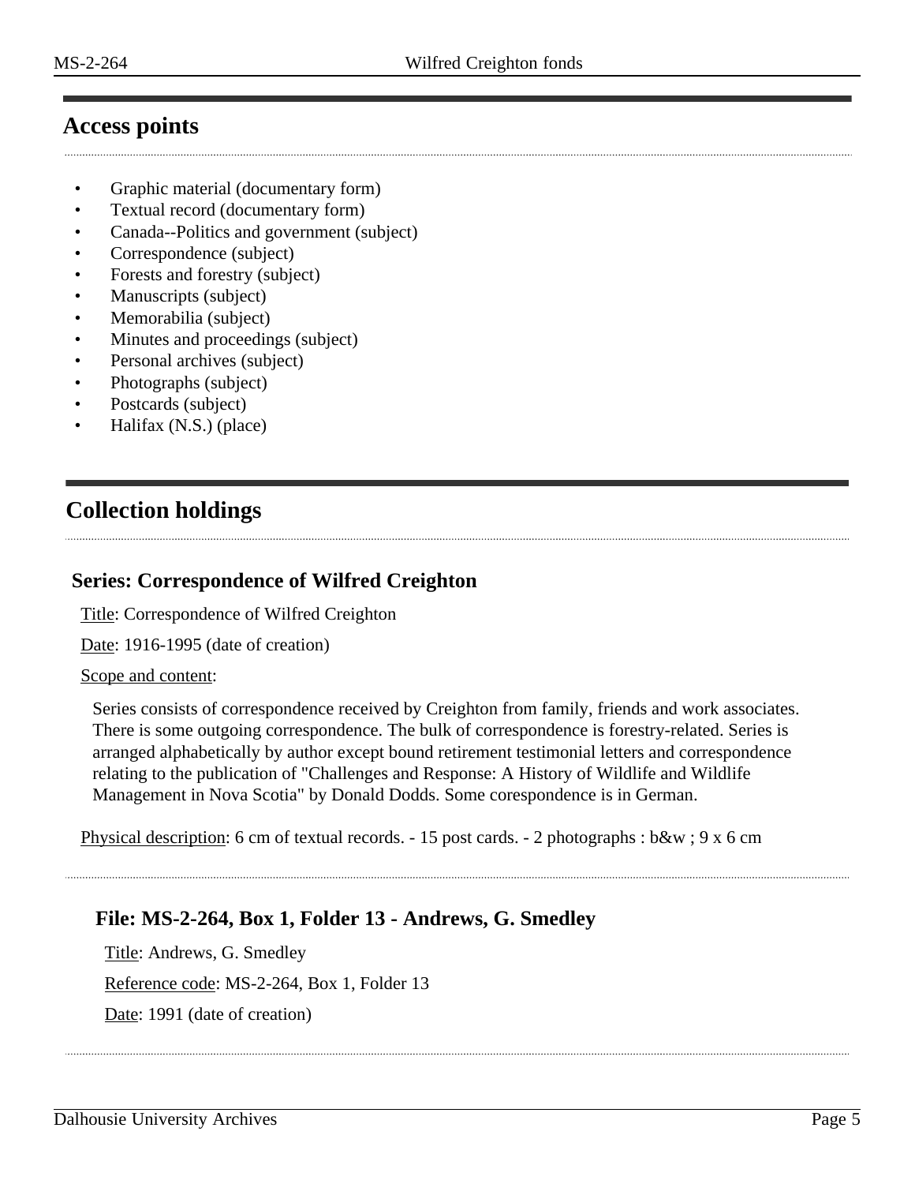## Access points

- Graphic material (documentary form)
- Textual record (documentary form)
- Canada--Politics and government (subject)
- Correspondence (subject)
- Forests and forestry (subject)
- Manuscripts (subject)
- Memorabilia (subject)
- Minutes and proceedings (subject)
- Personal archives (subject)
- Photographs (subject)
- Postcards (subject)
- Halifax (N.S.) (place)

## Collection holdings

### Series: Correspondence of Wilfred Creighton

Title: Correspondence of Wilfred Creighton

Date: 1916-1995 (date of creation)

Scope and content:

Series consists of correspondence received by Creighton from family, friends and work associates. There is some outgoing correspondence. The bulk of correspondence is forestry-related. Series is arranged alphabetically by author except bound retirement testimonial letters and correspondence relating to the publication of "Challenges and Response: A History of Wildlife and Wildlife Management in Nova Scotia" by Donald Dodds. Some corespondence is in German.

Physical description: 6 cm of textual records. - 15 post cards. - 2 photographs : b&w ; 9 x 6 cm

#### File: MS-2-264, Box 1, Folder 13 - Andrews, G. Smedley

Title: Andrews, G. Smedley

Reference code: MS-2-264, Box 1, Folder 13

Date: 1991 (date of creation)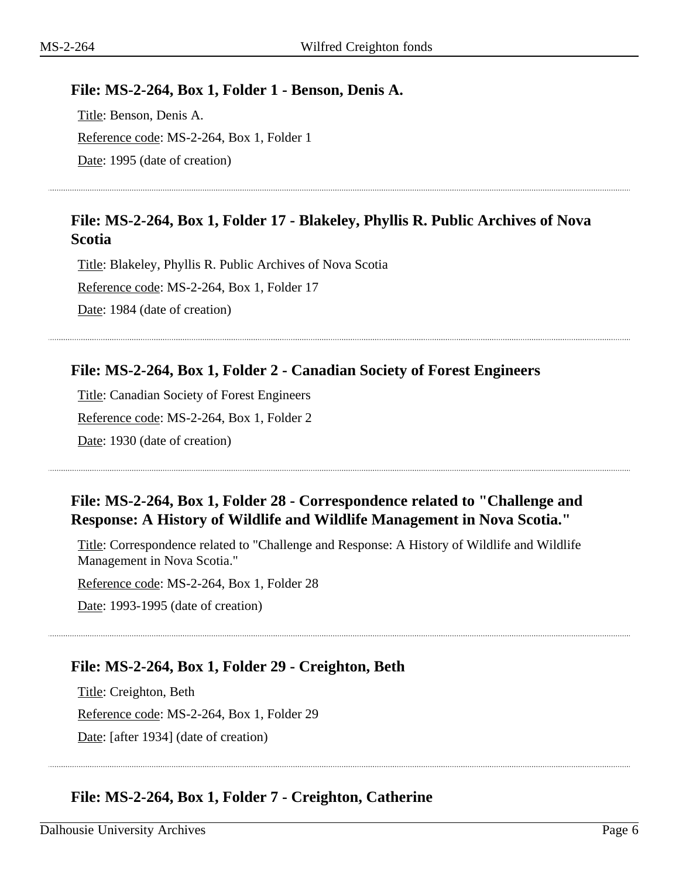### File: MS-2-264, Box 1, Folder 1 - Benson, Denis A.

Title: Benson, Denis A.

Reference code: MS-2-264, Box 1, Folder 1

Date: 1995 (date of creation)

### File: MS-2-264, Box 1, Folder 17 - Blakeley, Phyllis R. Public Archives of Nova Scotia

Title: Blakeley, Phyllis R. Public Archives of Nova Scotia

Reference code: MS-2-264, Box 1, Folder 17

Date: 1984 (date of creation)

### File: MS-2-264, Box 1, Folder 2 - Canadian Society of Forest Engineers

Title: Canadian Society of Forest Engineers

Reference code: MS-2-264, Box 1, Folder 2

Date: 1930 (date of creation)

### File: MS-2-264, Box 1, Folder 28 - Correspondence related to "Challenge and Response: A History of Wildlife and Wildlife Management in Nova Scotia."

Title: Correspondence related to "Challenge and Response: A History of Wildlife and Wildlife Management in Nova Scotia."

Reference code: MS-2-264, Box 1, Folder 28

Date: 1993-1995 (date of creation)

### File: MS-2-264, Box 1, Folder 29 - Creighton, Beth

Title: Creighton, Beth

Reference code: MS-2-264, Box 1, Folder 29

Date: [after 1934] (date of creation)

### File: MS-2-264, Box 1, Folder 7 - Creighton, Catherine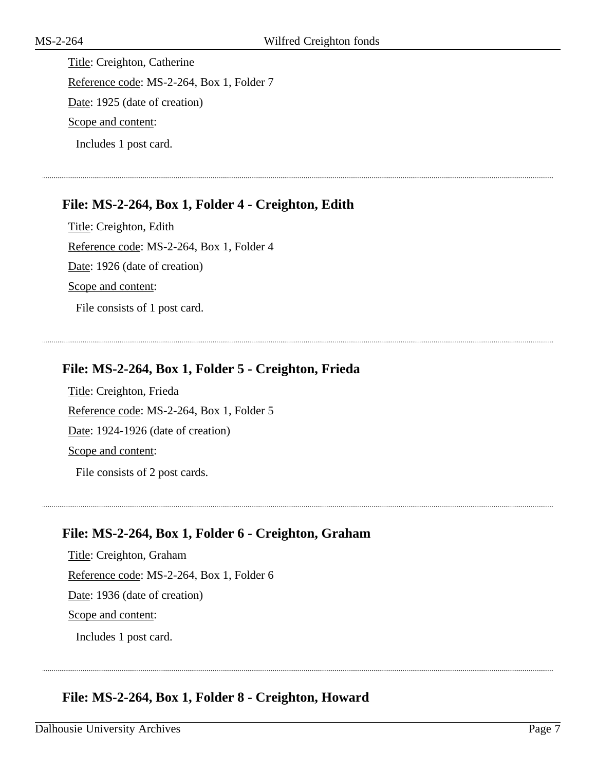Title: Creighton, Catherine

Reference code: MS-2-264, Box 1, Folder 7

Date: 1925 (date of creation)

Scope and content:

Includes 1 post card.

---

### File: MS-2-264, Box 1, Folder 4 - Creighton, Edith

Title: Creighton, Edith

Reference code: MS-2-264, Box 1, Folder 4

Date: 1926 (date of creation)

Scope and content:

File consists of 1 post card.

---

### File: MS-2-264, Box 1, Folder 5 - Creighton, Frieda

Title: Creighton, Frieda

Reference code: MS-2-264, Box 1, Folder 5

Date: 1924-1926 (date of creation)

Scope and content:

File consists of 2 post cards.

---

### File: MS-2-264, Box 1, Folder 6 - Creighton, Graham

Title: Creighton, Graham

Reference code: MS-2-264, Box 1, Folder 6

Date: 1936 (date of creation)

Scope and content:

Includes 1 post card.

---

### File: MS-2-264, Box 1, Folder 8 - Creighton, Howard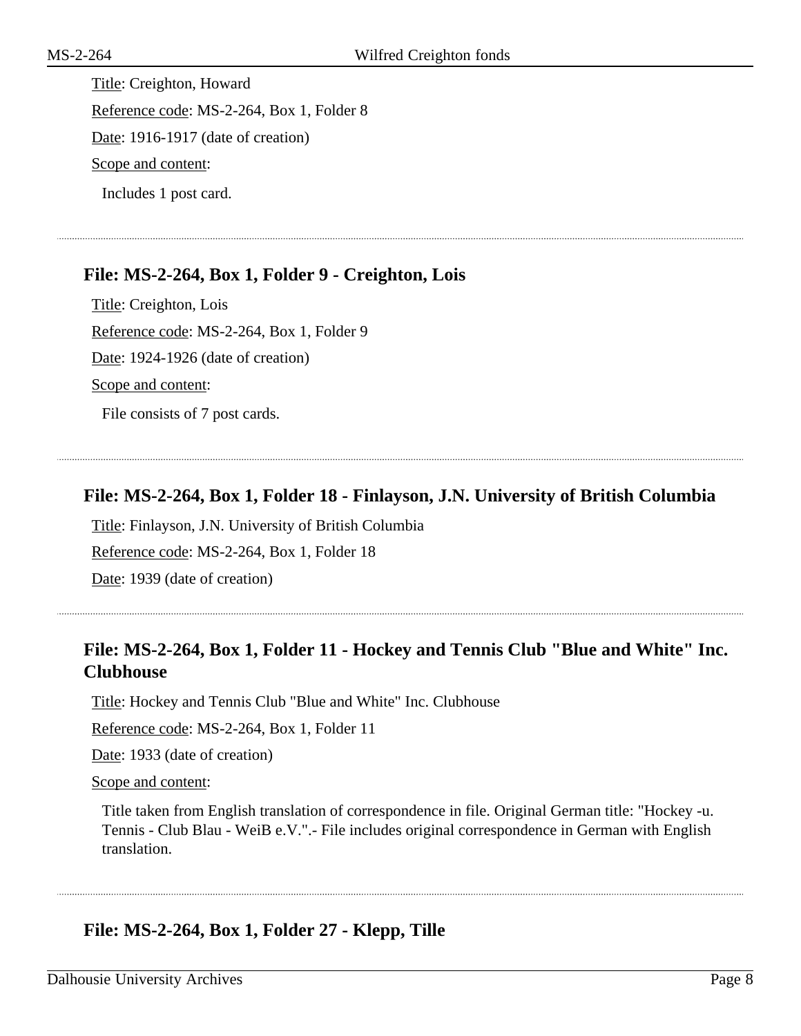Title: Creighton, Howard

Reference code: MS-2-264, Box 1, Folder 8

Date: 1916-1917 (date of creation)

Scope and content:

Includes 1 post card.

---

## File: MS-2-264, Box 1, Folder 9 - Creighton, Lois

Title: Creighton, Lois

Reference code: MS-2-264, Box 1, Folder 9

Date: 1924-1926 (date of creation)

Scope and content:

File consists of 7 post cards.

---

## File: MS-2-264, Box 1, Folder 18 - Finlayson, J.N. University of British Columbia

Title: Finlayson, J.N. University of British Columbia

Reference code: MS-2-264, Box 1, Folder 18

Date: 1939 (date of creation)

---

## File: MS-2-264, Box 1, Folder 11 - Hockey and Tennis Club "Blue and White" Inc. Clubhouse

Title: Hockey and Tennis Club "Blue and White" Inc. Clubhouse

Reference code: MS-2-264, Box 1, Folder 11

Date: 1933 (date of creation)

Scope and content:

Title taken from English translation of correspondence in file. Original German title: "Hockey -u. Tennis - Club Blau - WeiB e.V.".- File includes original correspondence in German with English translation.

---

## File: MS-2-264, Box 1, Folder 27 - Klepp, Tille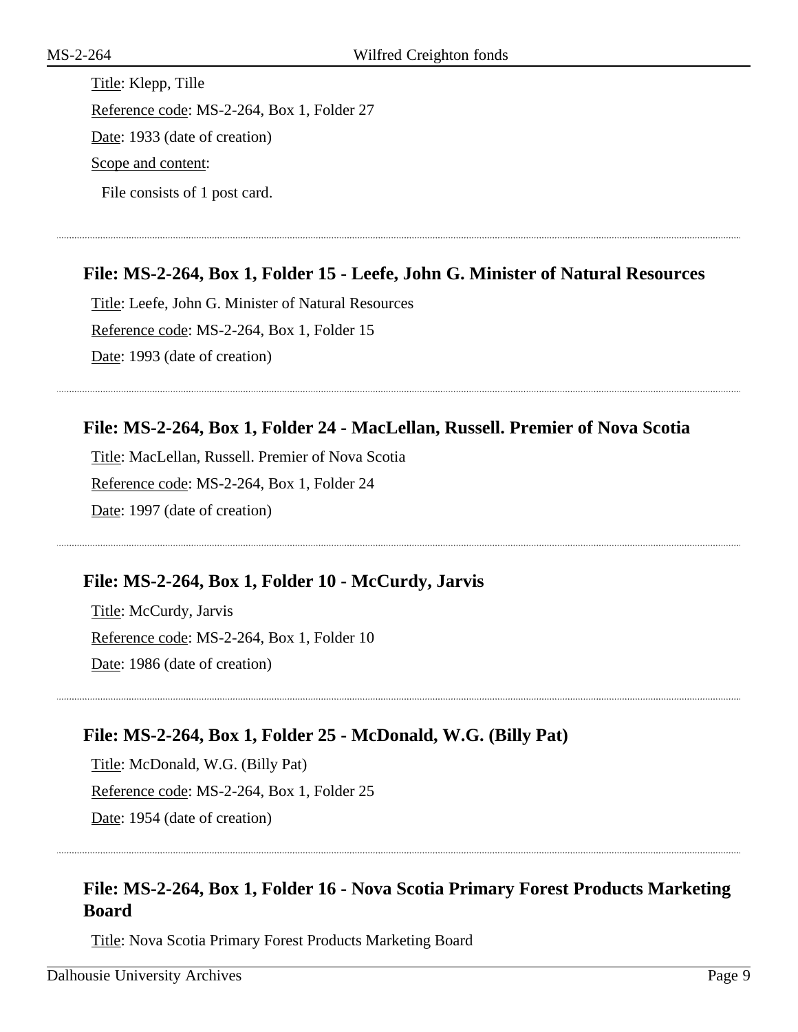Title: Klepp, Tille

Reference code: MS-2-264, Box 1, Folder 27

Date: 1933 (date of creation)

Scope and content:

File consists of 1 post card.

---

### File: MS-2-264, Box 1, Folder 15 - Leefe, John G. Minister of Natural Resources

Title: Leefe, John G. Minister of Natural Resources

Reference code: MS-2-264, Box 1, Folder 15

Date: 1993 (date of creation)

---

### File: MS-2-264, Box 1, Folder 24 - MacLellan, Russell. Premier of Nova Scotia

Title: MacLellan, Russell. Premier of Nova Scotia

Reference code: MS-2-264, Box 1, Folder 24

Date: 1997 (date of creation)

---

### File: MS-2-264, Box 1, Folder 10 - McCurdy, Jarvis

Title: McCurdy, Jarvis

Reference code: MS-2-264, Box 1, Folder 10

Date: 1986 (date of creation)

---

### File: MS-2-264, Box 1, Folder 25 - McDonald, W.G. (Billy Pat)

Title: McDonald, W.G. (Billy Pat)

Reference code: MS-2-264, Box 1, Folder 25

Date: 1954 (date of creation)

---

### File: MS-2-264, Box 1, Folder 16 - Nova Scotia Primary Forest Products Marketing Board

Title: Nova Scotia Primary Forest Products Marketing Board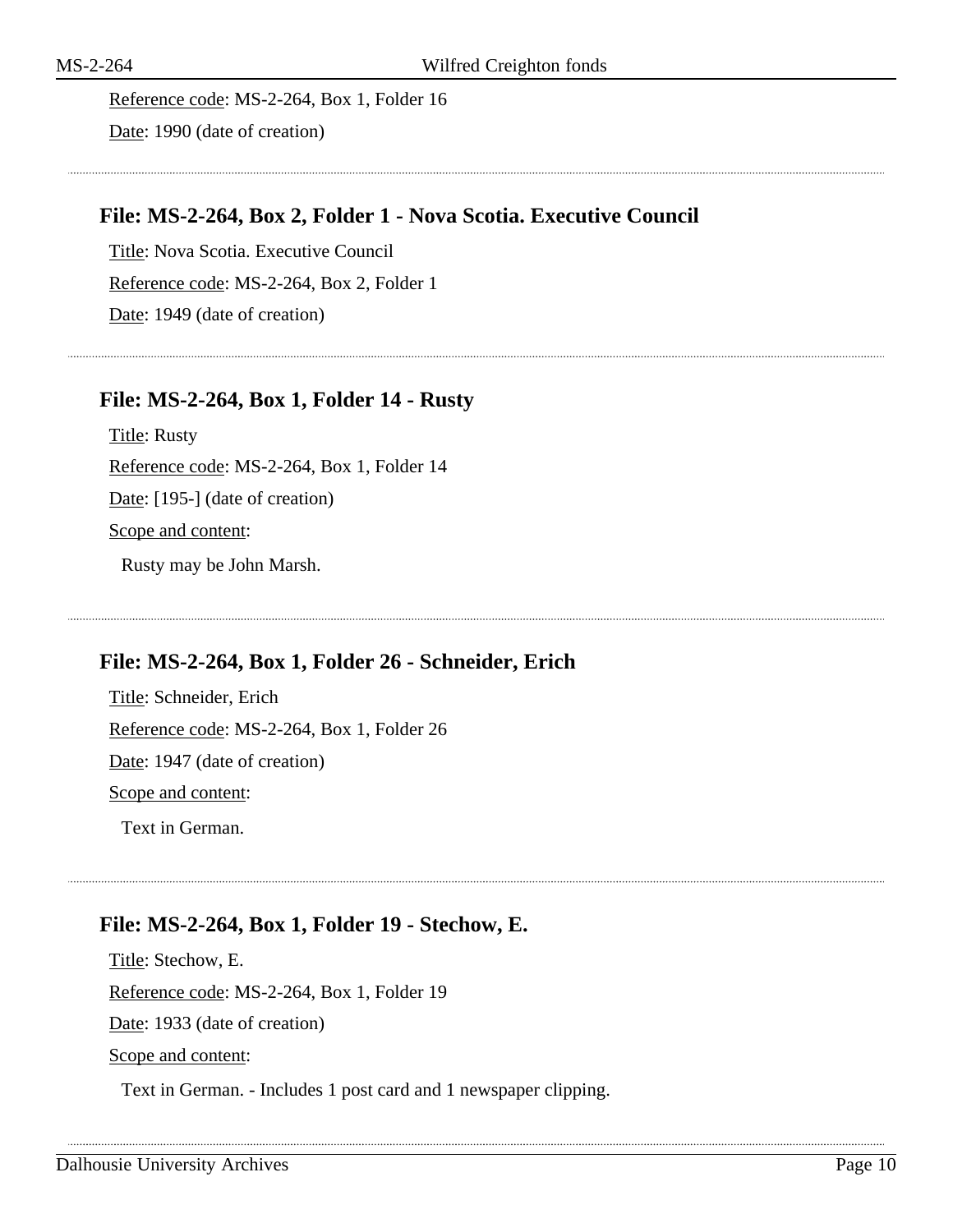Reference code: MS-2-264, Box 1, Folder 16

Date: 1990 (date of creation)

---

### File: MS-2-264, Box 2, Folder 1 - Nova Scotia. Executive Council

Title: Nova Scotia. Executive Council

Reference code: MS-2-264, Box 2, Folder 1

Date: 1949 (date of creation)

---

### File: MS-2-264, Box 1, Folder 14 - Rusty

Title: Rusty

Reference code: MS-2-264, Box 1, Folder 14

Date: [195-] (date of creation)

Scope and content:

Rusty may be John Marsh.

---

### File: MS-2-264, Box 1, Folder 26 - Schneider, Erich

Title: Schneider, Erich

Reference code: MS-2-264, Box 1, Folder 26

Date: 1947 (date of creation)

Scope and content:

Text in German.

---

### File: MS-2-264, Box 1, Folder 19 - Stechow, E.

Title: Stechow, E.

Reference code: MS-2-264, Box 1, Folder 19

Date: 1933 (date of creation)

Scope and content:

Text in German. - Includes 1 post card and 1 newspaper clipping.

---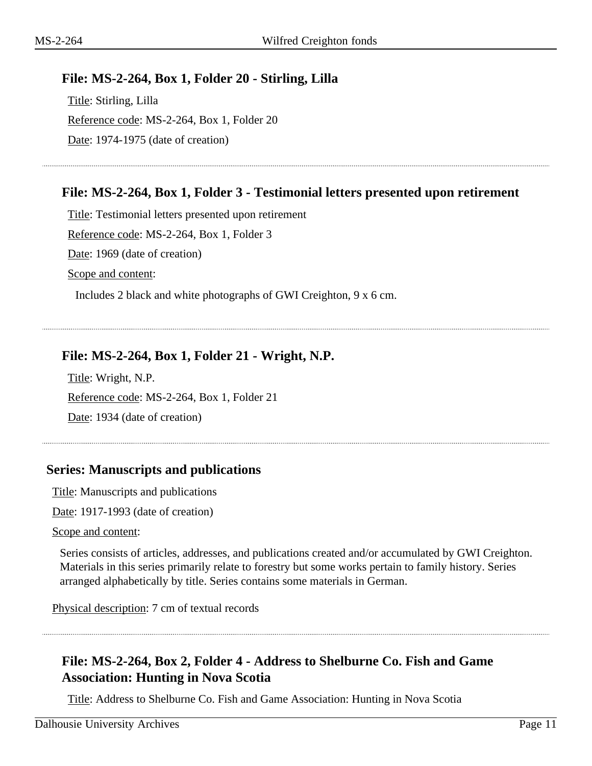### File: MS-2-264, Box 1, Folder 20 - Stirling, Lilla

Title: Stirling, Lilla

Reference code: MS-2-264, Box 1, Folder 20

Date: 1974-1975 (date of creation)

### File: MS-2-264, Box 1, Folder 3 - Testimonial letters presented upon retirement

Title: Testimonial letters presented upon retirement

Reference code: MS-2-264, Box 1, Folder 3

Date: 1969 (date of creation)

Scope and content:

Includes 2 black and white photographs of GWI Creighton, 9 x 6 cm.

### File: MS-2-264, Box 1, Folder 21 - Wright, N.P.

Title: Wright, N.P.

Reference code: MS-2-264, Box 1, Folder 21

Date: 1934 (date of creation)

## Series: Manuscripts and publications

Title: Manuscripts and publications

Date: 1917-1993 (date of creation)

Scope and content:

Series consists of articles, addresses, and publications created and/or accumulated by GWI Creighton. Materials in this series primarily relate to forestry but some works pertain to family history. Series arranged alphabetically by title. Series contains some materials in German.

Physical description: 7 cm of textual records

### File: MS-2-264, Box 2, Folder 4 - Address to Shelburne Co. Fish and Game Association: Hunting in Nova Scotia

Title: Address to Shelburne Co. Fish and Game Association: Hunting in Nova Scotia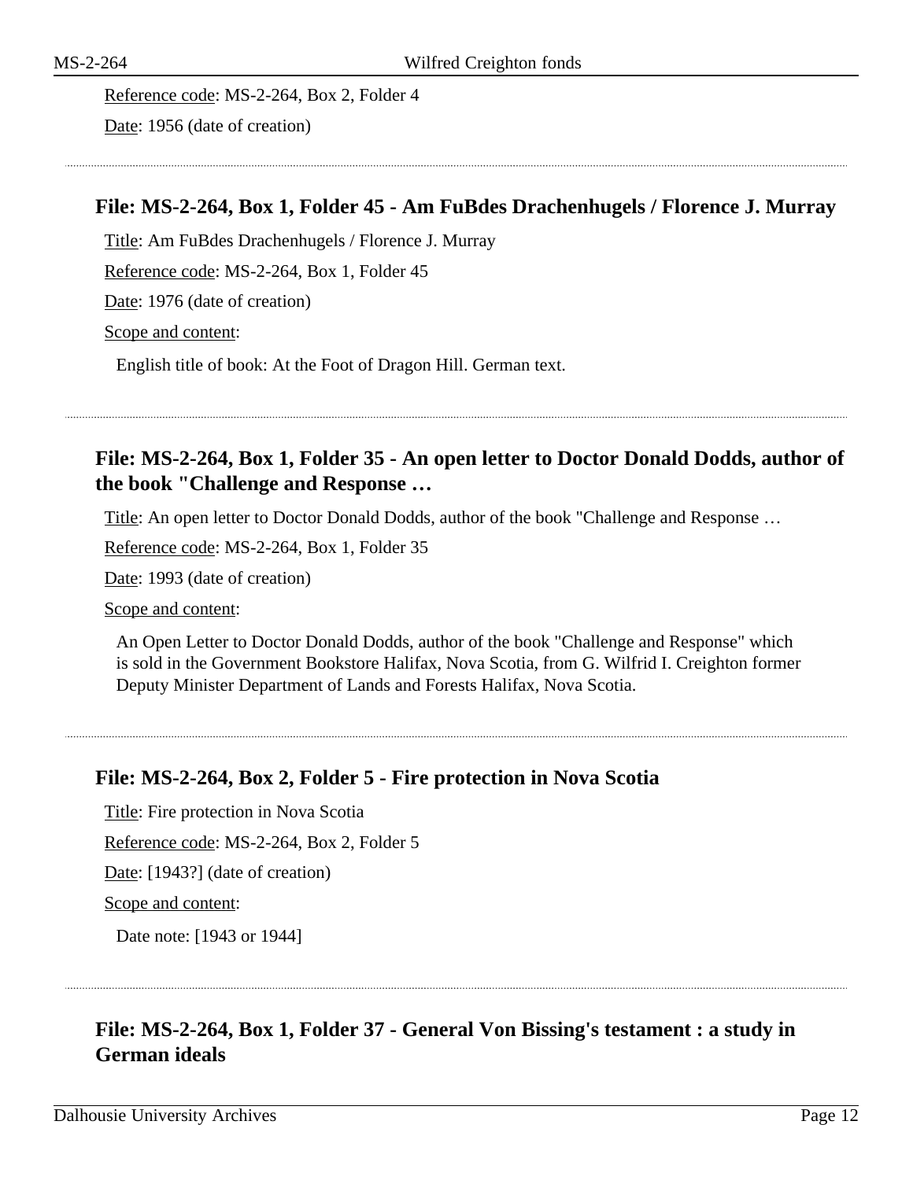Reference code: MS-2-264, Box 2, Folder 4

Date: 1956 (date of creation)

---

### File: MS-2-264, Box 1, Folder 45 - Am FuBdes Drachenhugels / Florence J. Murray

Title: Am FuBdes Drachenhugels / Florence J. Murray

Reference code: MS-2-264, Box 1, Folder 45

Date: 1976 (date of creation)

Scope and content:

English title of book: At the Foot of Dragon Hill. German text.

---

### File: MS-2-264, Box 1, Folder 35 - An open letter to Doctor Donald Dodds, author of the book "Challenge and Response …

Title: An open letter to Doctor Donald Dodds, author of the book "Challenge and Response …

Reference code: MS-2-264, Box 1, Folder 35

Date: 1993 (date of creation)

Scope and content:

An Open Letter to Doctor Donald Dodds, author of the book "Challenge and Response" which is sold in the Government Bookstore Halifax, Nova Scotia, from G. Wilfrid I. Creighton former Deputy Minister Department of Lands and Forests Halifax, Nova Scotia.

---

### File: MS-2-264, Box 2, Folder 5 - Fire protection in Nova Scotia

Title: Fire protection in Nova Scotia

Reference code: MS-2-264, Box 2, Folder 5

Date: [1943?] (date of creation)

Scope and content:

Date note: [1943 or 1944]

---

### File: MS-2-264, Box 1, Folder 37 - General Von Bissing's testament : a study in German ideals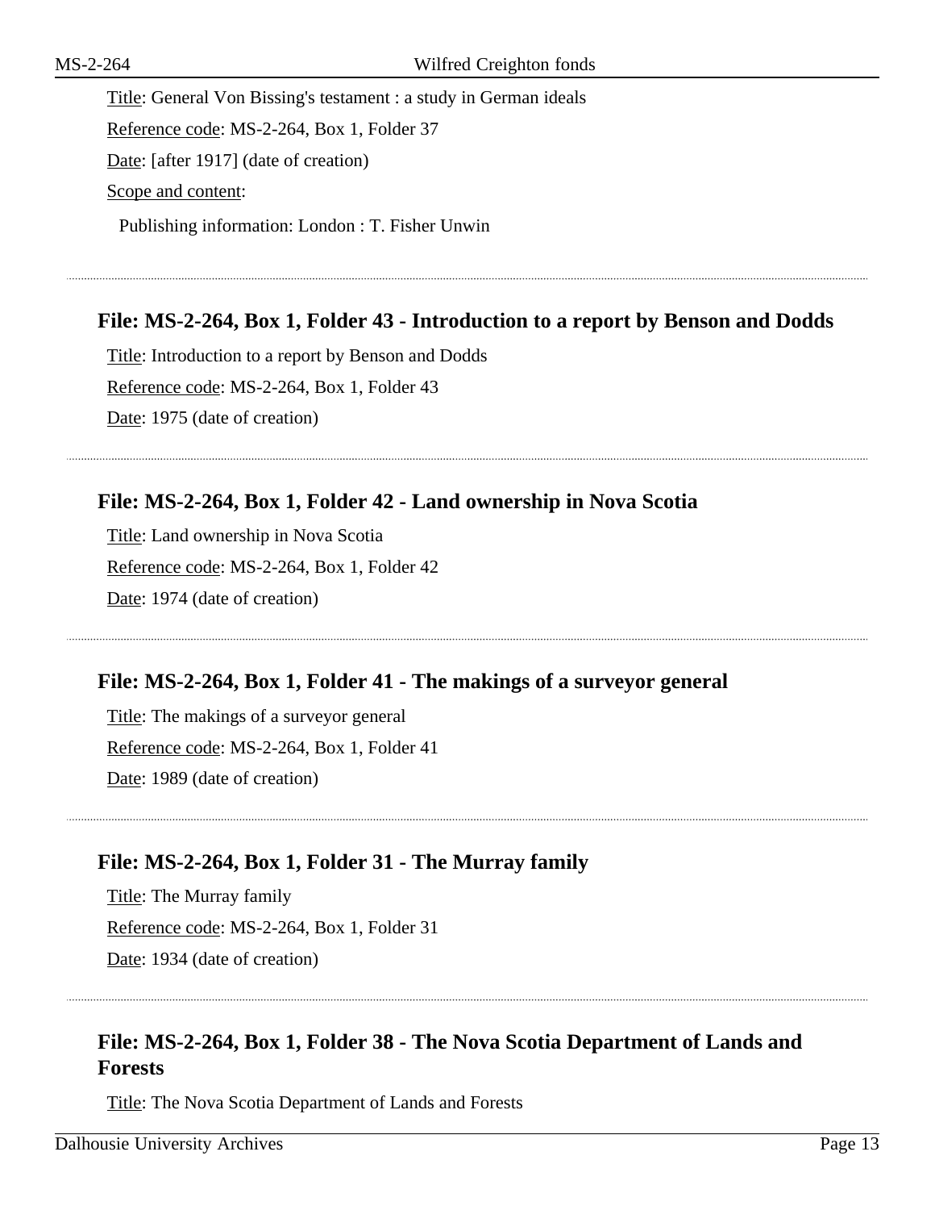Title: General Von Bissing's testament : a study in German ideals

Reference code: MS-2-264, Box 1, Folder 37

Date: [after 1917] (date of creation)

Scope and content:

Publishing information: London : T. Fisher Unwin

---

### File: MS-2-264, Box 1, Folder 43 - Introduction to a report by Benson and Dodds

Title: Introduction to a report by Benson and Dodds

Reference code: MS-2-264, Box 1, Folder 43

Date: 1975 (date of creation)

---

### File: MS-2-264, Box 1, Folder 42 - Land ownership in Nova Scotia

Title: Land ownership in Nova Scotia

Reference code: MS-2-264, Box 1, Folder 42

Date: 1974 (date of creation)

---

### File: MS-2-264, Box 1, Folder 41 - The makings of a surveyor general

Title: The makings of a surveyor general

Reference code: MS-2-264, Box 1, Folder 41

Date: 1989 (date of creation)

---

### File: MS-2-264, Box 1, Folder 31 - The Murray family

Title: The Murray family

Reference code: MS-2-264, Box 1, Folder 31

Date: 1934 (date of creation)

---

### File: MS-2-264, Box 1, Folder 38 - The Nova Scotia Department of Lands and Forests

Title: The Nova Scotia Department of Lands and Forests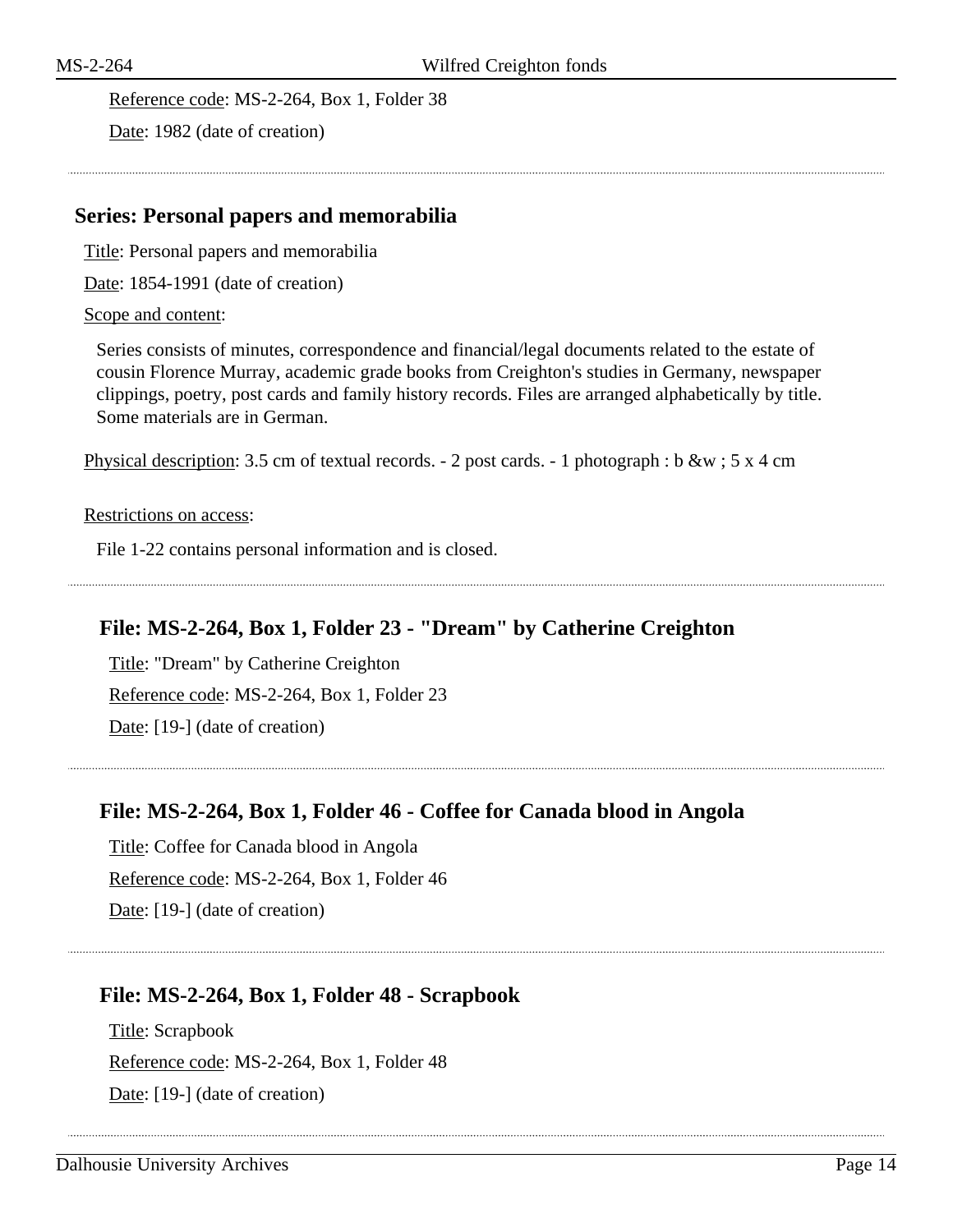Reference code: MS-2-264, Box 1, Folder 38

Date: 1982 (date of creation)

## Series: Personal papers and memorabilia

Title: Personal papers and memorabilia

Date: 1854-1991 (date of creation)

Scope and content:

Series consists of minutes, correspondence and financial/legal documents related to the estate of cousin Florence Murray, academic grade books from Creighton's studies in Germany, newspaper clippings, poetry, post cards and family history records. Files are arranged alphabetically by title. Some materials are in German.

Physical description: 3.5 cm of textual records. - 2 post cards. - 1 photograph : b &w ; 5 x 4 cm

Restrictions on access:

File 1-22 contains personal information and is closed.

### File: MS-2-264, Box 1, Folder 23 - "Dream" by Catherine Creighton

Title: "Dream" by Catherine Creighton

Reference code: MS-2-264, Box 1, Folder 23

Date: [19-] (date of creation)

### File: MS-2-264, Box 1, Folder 46 - Coffee for Canada blood in Angola

Title: Coffee for Canada blood in Angola

Reference code: MS-2-264, Box 1, Folder 46

Date: [19-] (date of creation)

### File: MS-2-264, Box 1, Folder 48 - Scrapbook

Title: Scrapbook

Reference code: MS-2-264, Box 1, Folder 48

Date: [19-] (date of creation)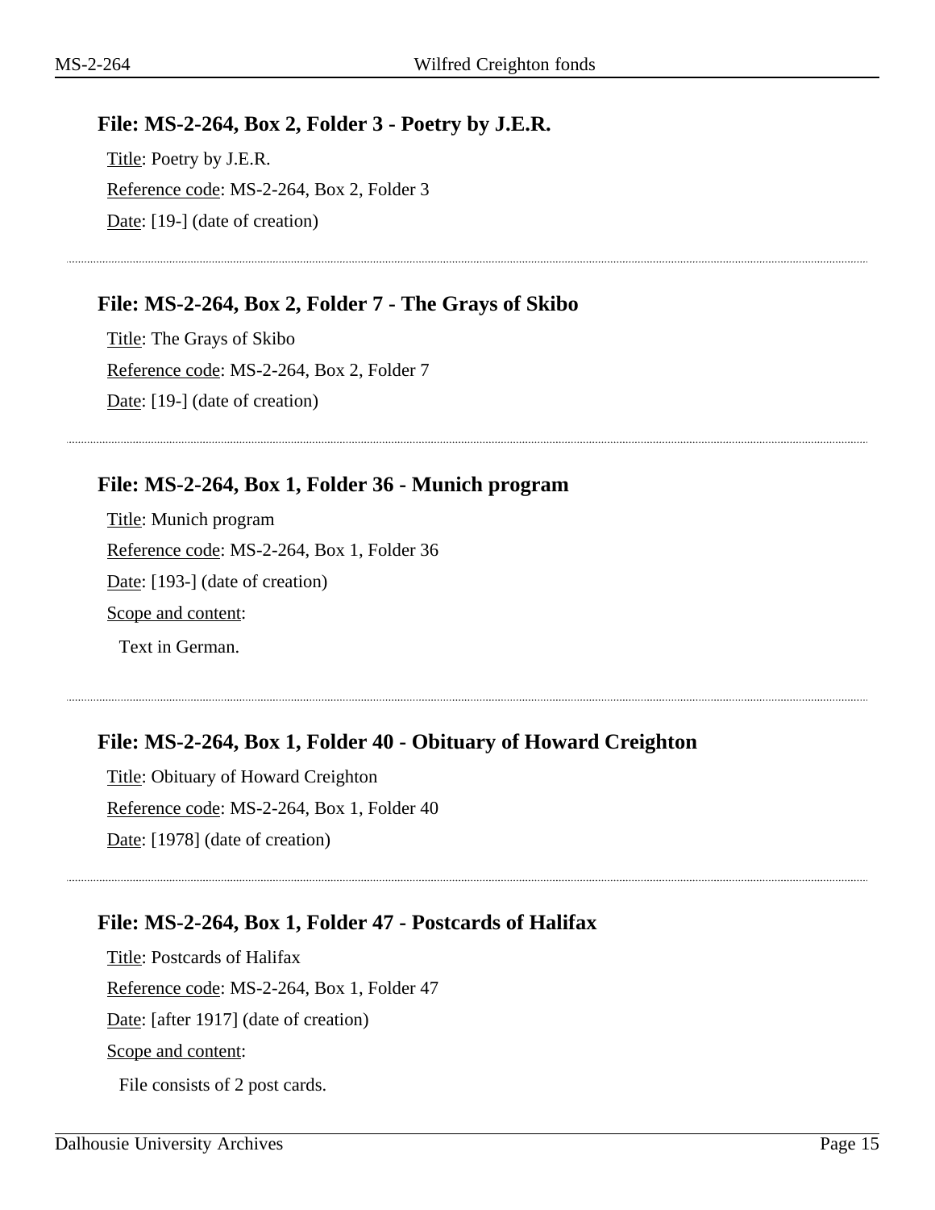### File: MS-2-264, Box 2, Folder 3 - Poetry by J.E.R.

Title: Poetry by J.E.R.

Reference code: MS-2-264, Box 2, Folder 3

Date: [19-] (date of creation)

---

### File: MS-2-264, Box 2, Folder 7 - The Grays of Skibo

Title: The Grays of Skibo

Reference code: MS-2-264, Box 2, Folder 7

Date: [19-] (date of creation)

---

### File: MS-2-264, Box 1, Folder 36 - Munich program

Title: Munich program

Reference code: MS-2-264, Box 1, Folder 36

Date: [193-] (date of creation)

Scope and content:

Text in German.

---

### File: MS-2-264, Box 1, Folder 40 - Obituary of Howard Creighton

Title: Obituary of Howard Creighton

Reference code: MS-2-264, Box 1, Folder 40

Date: [1978] (date of creation)

---

### File: MS-2-264, Box 1, Folder 47 - Postcards of Halifax

Title: Postcards of Halifax

Reference code: MS-2-264, Box 1, Folder 47

Date: [after 1917] (date of creation)

Scope and content:

File consists of 2 post cards.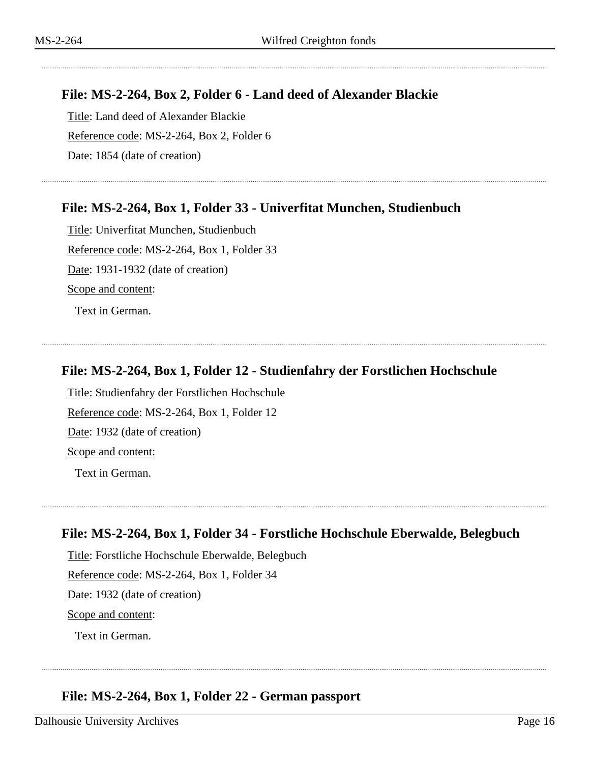### File: MS-2-264, Box 2, Folder 6 - Land deed of Alexander Blackie

Title: Land deed of Alexander Blackie

Reference code: MS-2-264, Box 2, Folder 6

Date: 1854 (date of creation)

### File: MS-2-264, Box 1, Folder 33 - Univerfitat Munchen, Studienbuch

Title: Univerfitat Munchen, Studienbuch

Reference code: MS-2-264, Box 1, Folder 33

Date: 1931-1932 (date of creation)

Scope and content:

Text in German.

### File: MS-2-264, Box 1, Folder 12 - Studienfahry der Forstlichen Hochschule

Title: Studienfahry der Forstlichen Hochschule

Reference code: MS-2-264, Box 1, Folder 12

Date: 1932 (date of creation)

Scope and content:

Text in German.

### File: MS-2-264, Box 1, Folder 34 - Forstliche Hochschule Eberwalde, Belegbuch

Title: Forstliche Hochschule Eberwalde, Belegbuch

Reference code: MS-2-264, Box 1, Folder 34

Date: 1932 (date of creation)

Scope and content:

Text in German.

### File: MS-2-264, Box 1, Folder 22 - German passport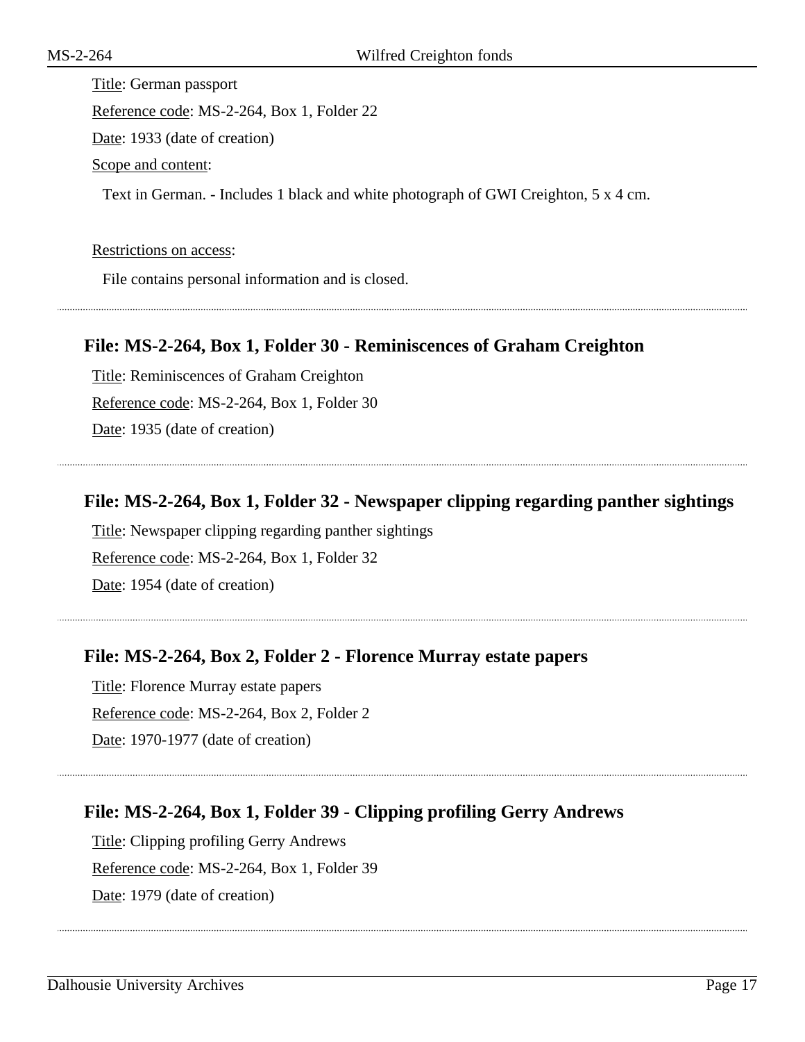Title: German passport

Reference code: MS-2-264, Box 1, Folder 22

Date: 1933 (date of creation)

Scope and content:

Text in German. - Includes 1 black and white photograph of GWI Creighton, 5 x 4 cm.

Restrictions on access:

File contains personal information and is closed.

---

### File: MS-2-264, Box 1, Folder 30 - Reminiscences of Graham Creighton

Title: Reminiscences of Graham Creighton

Reference code: MS-2-264, Box 1, Folder 30

Date: 1935 (date of creation)

---

### File: MS-2-264, Box 1, Folder 32 - Newspaper clipping regarding panther sightings

Title: Newspaper clipping regarding panther sightings

Reference code: MS-2-264, Box 1, Folder 32

Date: 1954 (date of creation)

---

### File: MS-2-264, Box 2, Folder 2 - Florence Murray estate papers

Title: Florence Murray estate papers

Reference code: MS-2-264, Box 2, Folder 2

Date: 1970-1977 (date of creation)

---

### File: MS-2-264, Box 1, Folder 39 - Clipping profiling Gerry Andrews

Title: Clipping profiling Gerry Andrews

Reference code: MS-2-264, Box 1, Folder 39

Date: 1979 (date of creation)

---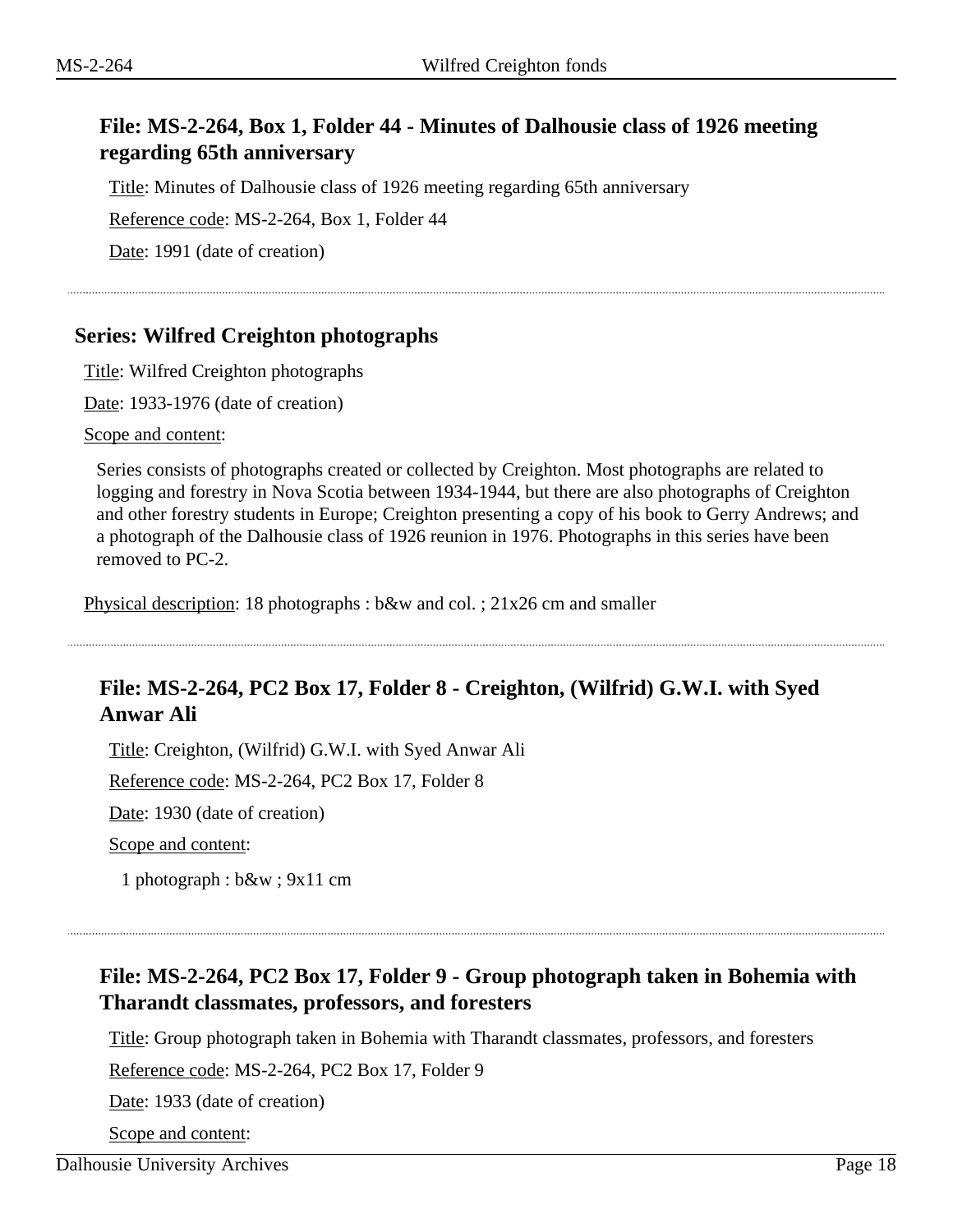### File: MS-2-264, Box 1, Folder 44 - Minutes of Dalhousie class of 1926 meeting regarding 65th anniversary

Title: Minutes of Dalhousie class of 1926 meeting regarding 65th anniversary

Reference code: MS-2-264, Box 1, Folder 44

Date: 1991 (date of creation)

## Series: Wilfred Creighton photographs

Title: Wilfred Creighton photographs

Date: 1933-1976 (date of creation)

Scope and content:

Series consists of photographs created or collected by Creighton. Most photographs are related to logging and forestry in Nova Scotia between 1934-1944, but there are also photographs of Creighton and other forestry students in Europe; Creighton presenting a copy of his book to Gerry Andrews; and a photograph of the Dalhousie class of 1926 reunion in 1976. Photographs in this series have been removed to PC-2.

Physical description: 18 photographs : b&w and col. ; 21x26 cm and smaller

### File: MS-2-264, PC2 Box 17, Folder 8 - Creighton, (Wilfrid) G.W.I. with Syed Anwar Ali

Title: Creighton, (Wilfrid) G.W.I. with Syed Anwar Ali

Reference code: MS-2-264, PC2 Box 17, Folder 8

Date: 1930 (date of creation)

Scope and content:

1 photograph : b&w ; 9x11 cm

### File: MS-2-264, PC2 Box 17, Folder 9 - Group photograph taken in Bohemia with Tharandt classmates, professors, and foresters

Title: Group photograph taken in Bohemia with Tharandt classmates, professors, and foresters

Reference code: MS-2-264, PC2 Box 17, Folder 9

Date: 1933 (date of creation)

Scope and content: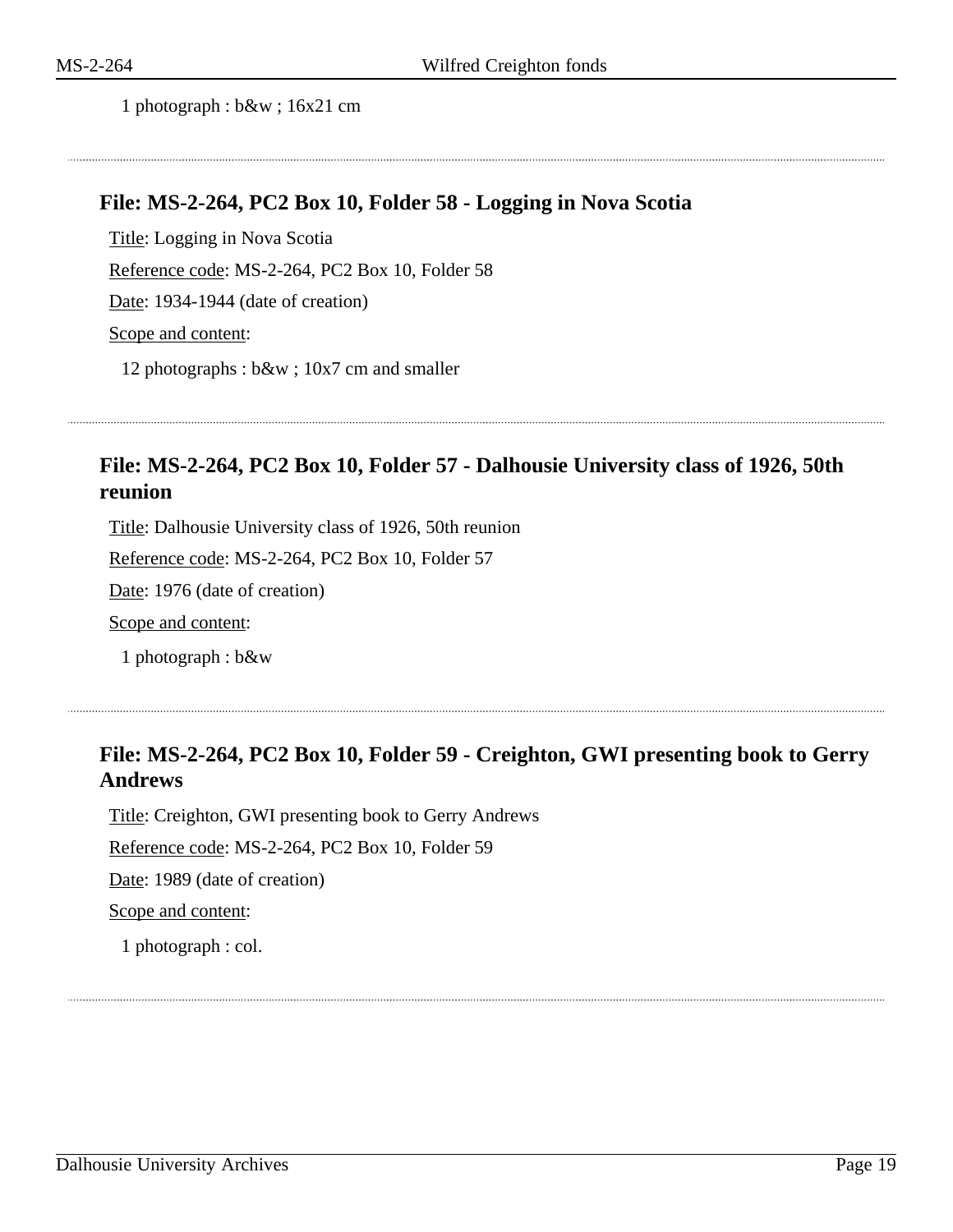1 photograph : b&w ; 16x21 cm

---

### File: MS-2-264, PC2 Box 10, Folder 58 - Logging in Nova Scotia

Title: Logging in Nova Scotia

Reference code: MS-2-264, PC2 Box 10, Folder 58

Date: 1934-1944 (date of creation)

Scope and content:

12 photographs : b&w ; 10x7 cm and smaller

---

### File: MS-2-264, PC2 Box 10, Folder 57 - Dalhousie University class of 1926, 50th reunion

Title: Dalhousie University class of 1926, 50th reunion

Reference code: MS-2-264, PC2 Box 10, Folder 57

Date: 1976 (date of creation)

Scope and content:

1 photograph : b&w

---

### File: MS-2-264, PC2 Box 10, Folder 59 - Creighton, GWI presenting book to Gerry Andrews

Title: Creighton, GWI presenting book to Gerry Andrews

Reference code: MS-2-264, PC2 Box 10, Folder 59

Date: 1989 (date of creation)

Scope and content:

1 photograph : col.

---